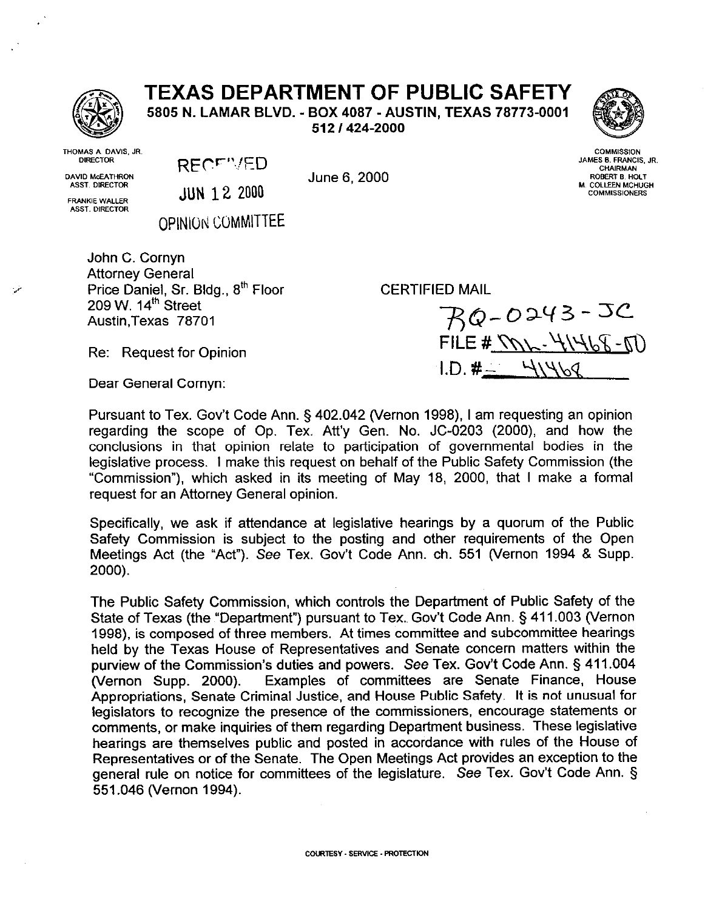# TEXAS DEPARTMENT OF PUBLIC SAFETY

**5805 N. LAMAR BLVD. - BOX 4087 - AUSTIN, TEXAS 78773-0001**
**512 / 424-2000**

THOMAS A. DAVIS, JR.
DIRECTOR

DAVID McEATHRON
ASST. DIRECTOR

FRANKIE WALLER
ASST. DIRECTOR

COMMISSION
JAMES B. FRANCIS, JR.
CHAIRMAN
ROBERT B. HOLT
M. COLLEEN MCHUGH
COMMISSIONERS

RECEIVED
JUN 12 2000
OPINION COMMITTEE

June 6, 2000

John C. Cornyn
Attorney General
Price Daniel, Sr. Bldg., 8th Floor
209 W. 14th Street
Austin,Texas 78701

CERTIFIED MAIL

RQ-0243-JC
FILE # ML-41468-00
I.D. # 41468

Re: Request for Opinion

Dear General Cornyn:

Pursuant to Tex. Gov't Code Ann. § 402.042 (Vernon 1998), I am requesting an opinion regarding the scope of Op. Tex. Att'y Gen. No. JC-0203 (2000), and how the conclusions in that opinion relate to participation of governmental bodies in the legislative process. I make this request on behalf of the Public Safety Commission (the "Commission"), which asked in its meeting of May 18, 2000, that I make a formal request for an Attorney General opinion.

Specifically, we ask if attendance at legislative hearings by a quorum of the Public Safety Commission is subject to the posting and other requirements of the Open Meetings Act (the "Act"). *See* Tex. Gov't Code Ann. ch. 551 (Vernon 1994 & Supp. 2000).

The Public Safety Commission, which controls the Department of Public Safety of the State of Texas (the "Department") pursuant to Tex. Gov't Code Ann. § 411.003 (Vernon 1998), is composed of three members. At times committee and subcommittee hearings held by the Texas House of Representatives and Senate concern matters within the purview of the Commission's duties and powers. *See* Tex. Gov't Code Ann. § 411.004 (Vernon Supp. 2000). Examples of committees are Senate Finance, House Appropriations, Senate Criminal Justice, and House Public Safety. It is not unusual for legislators to recognize the presence of the commissioners, encourage statements or comments, or make inquiries of them regarding Department business. These legislative hearings are themselves public and posted in accordance with rules of the House of Representatives or of the Senate. The Open Meetings Act provides an exception to the general rule on notice for committees of the legislature. *See* Tex. Gov't Code Ann. § 551.046 (Vernon 1994).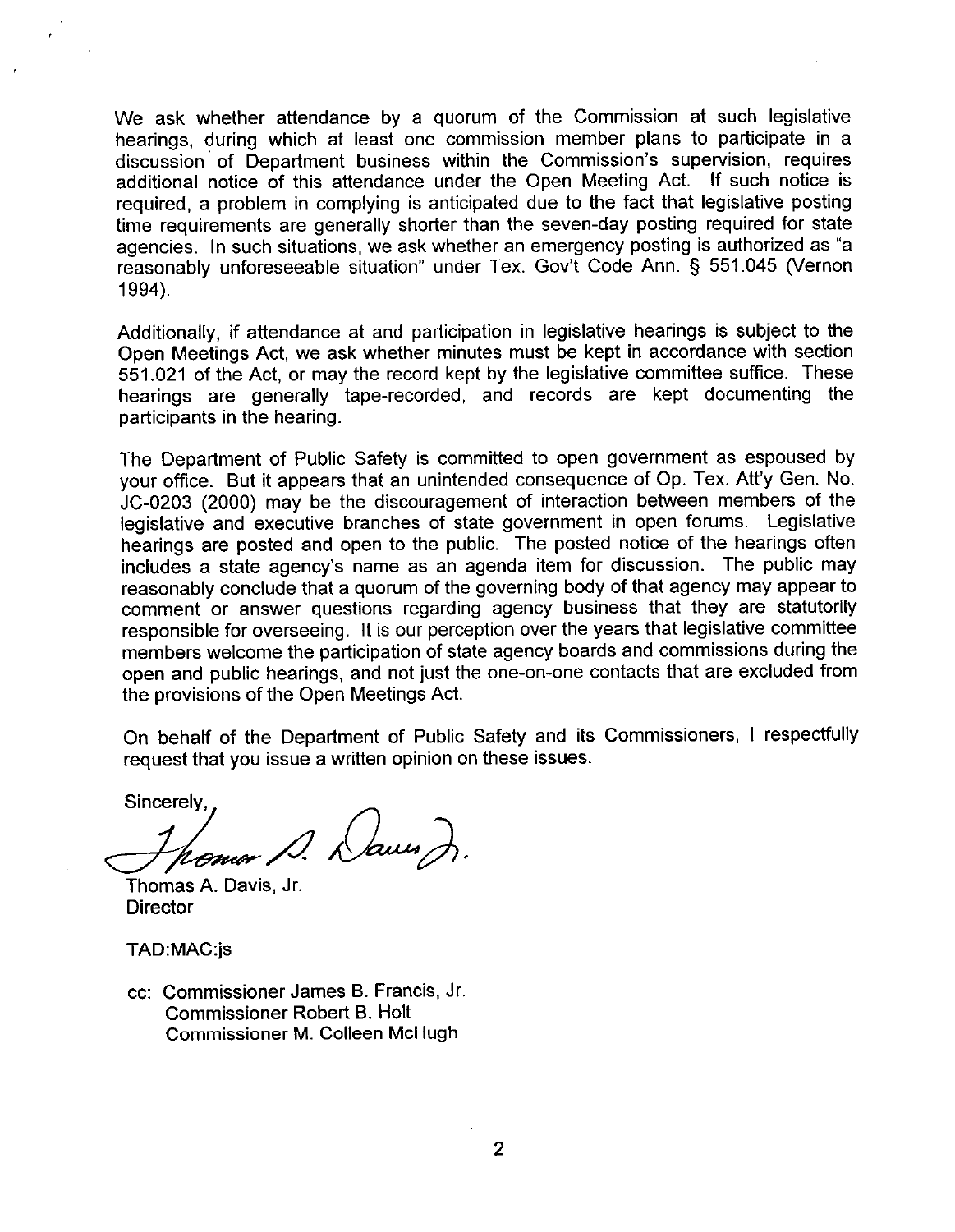We ask whether attendance by a quorum of the Commission at such legislative hearings, during which at least one commission member plans to participate in a discussion of Department business within the Commission's supervision, requires additional notice of this attendance under the Open Meeting Act. If such notice is required, a problem in complying is anticipated due to the fact that legislative posting time requirements are generally shorter than the seven-day posting required for state agencies. In such situations, we ask whether an emergency posting is authorized as "a reasonably unforeseeable situation" under Tex. Gov't Code Ann. § 551.045 (Vernon 1994).

Additionally, if attendance at and participation in legislative hearings is subject to the Open Meetings Act, we ask whether minutes must be kept in accordance with section 551.021 of the Act, or may the record kept by the legislative committee suffice. These hearings are generally tape-recorded, and records are kept documenting the participants in the hearing.

The Department of Public Safety is committed to open government as espoused by your office. But it appears that an unintended consequence of Op. Tex. Att'y Gen. No. JC-0203 (2000) may be the discouragement of interaction between members of the legislative and executive branches of state government in open forums. Legislative hearings are posted and open to the public. The posted notice of the hearings often includes a state agency's name as an agenda item for discussion. The public may reasonably conclude that a quorum of the governing body of that agency may appear to comment or answer questions regarding agency business that they are statutorily responsible for overseeing. It is our perception over the years that legislative committee members welcome the participation of state agency boards and commissions during the open and public hearings, and not just the one-on-one contacts that are excluded from the provisions of the Open Meetings Act.

On behalf of the Department of Public Safety and its Commissioners, I respectfully request that you issue a written opinion on these issues.

Sincerely,

Thomas A. Davis, Jr.

Thomas A. Davis, Jr.
Director

TAD:MAC:js

cc: Commissioner James B. Francis, Jr.
Commissioner Robert B. Holt
Commissioner M. Colleen McHugh